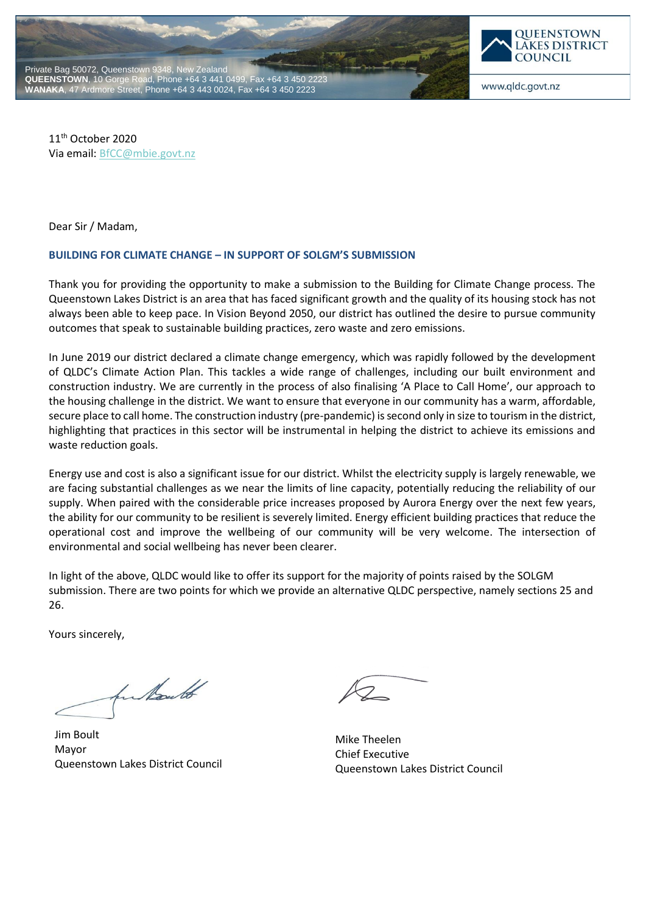Private Bag 50072, Queenstown 9348, New Zealand
**QUEENSTOWN**, 10 Gorge Road, Phone +64 3 441 0499, Fax +64 3 450 2223
**WANAKA**, 47 Ardmore Street, Phone +64 3 443 0024, Fax +64 3 450 2223

QUEENSTOWN LAKES DISTRICT COUNCIL

www.qldc.govt.nz

11th October 2020
Via email: BfCC@mbie.govt.nz

Dear Sir / Madam,

**BUILDING FOR CLIMATE CHANGE – IN SUPPORT OF SOLGM'S SUBMISSION**

Thank you for providing the opportunity to make a submission to the Building for Climate Change process. The Queenstown Lakes District is an area that has faced significant growth and the quality of its housing stock has not always been able to keep pace. In Vision Beyond 2050, our district has outlined the desire to pursue community outcomes that speak to sustainable building practices, zero waste and zero emissions.

In June 2019 our district declared a climate change emergency, which was rapidly followed by the development of QLDC's Climate Action Plan. This tackles a wide range of challenges, including our built environment and construction industry. We are currently in the process of also finalising 'A Place to Call Home', our approach to the housing challenge in the district. We want to ensure that everyone in our community has a warm, affordable, secure place to call home. The construction industry (pre-pandemic) is second only in size to tourism in the district, highlighting that practices in this sector will be instrumental in helping the district to achieve its emissions and waste reduction goals.

Energy use and cost is also a significant issue for our district. Whilst the electricity supply is largely renewable, we are facing substantial challenges as we near the limits of line capacity, potentially reducing the reliability of our supply. When paired with the considerable price increases proposed by Aurora Energy over the next few years, the ability for our community to be resilient is severely limited. Energy efficient building practices that reduce the operational cost and improve the wellbeing of our community will be very welcome. The intersection of environmental and social wellbeing has never been clearer.

In light of the above, QLDC would like to offer its support for the majority of points raised by the SOLGM submission. There are two points for which we provide an alternative QLDC perspective, namely sections 25 and 26.

Yours sincerely,

Jim Boult
Mayor
Queenstown Lakes District Council

Mike Theelen
Chief Executive
Queenstown Lakes District Council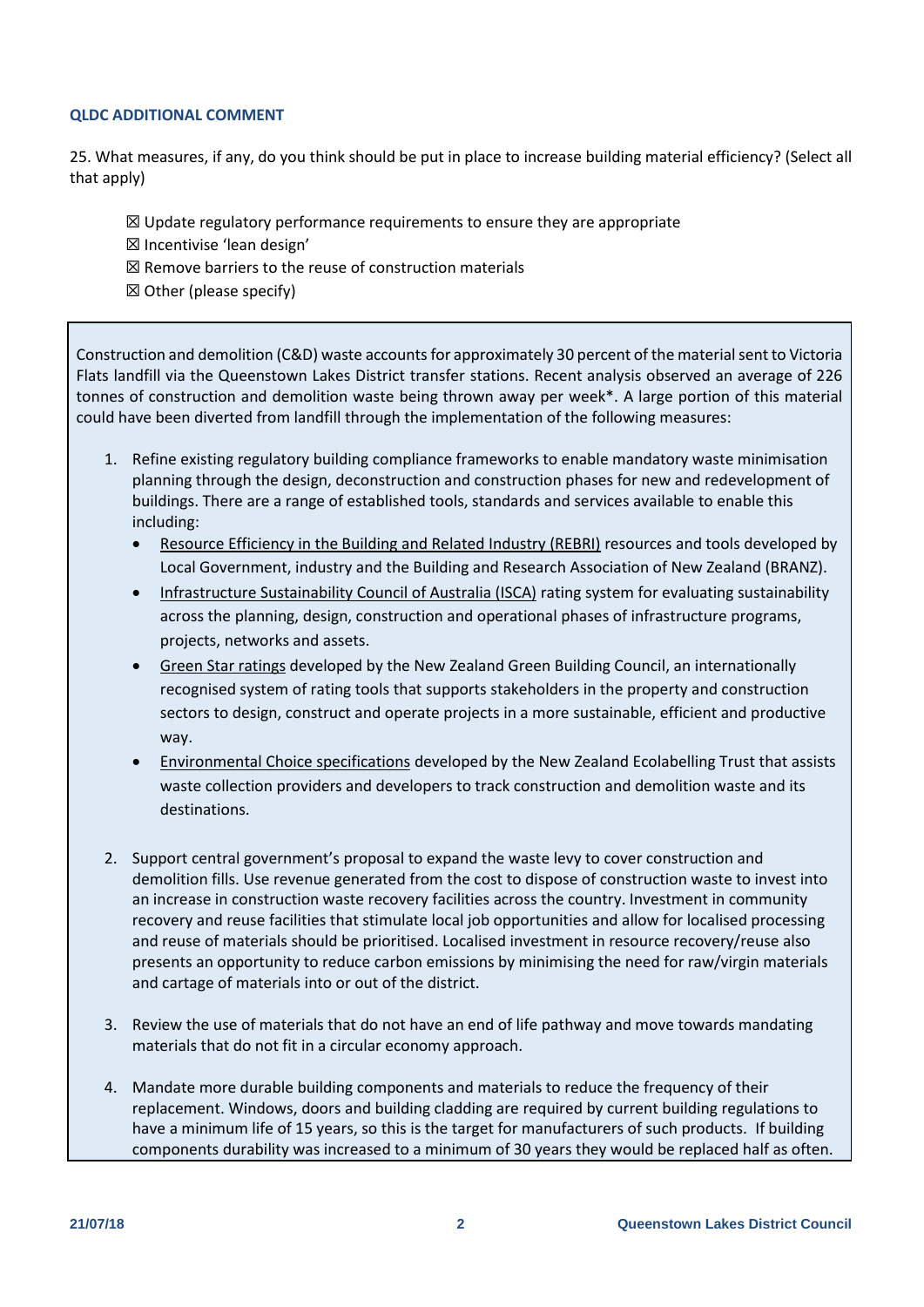### QLDC ADDITIONAL COMMENT

25. What measures, if any, do you think should be put in place to increase building material efficiency? (Select all that apply)

- ☒ Update regulatory performance requirements to ensure they are appropriate
- ☒ Incentivise 'lean design'
- ☒ Remove barriers to the reuse of construction materials
- ☒ Other (please specify)

Construction and demolition (C&D) waste accounts for approximately 30 percent of the material sent to Victoria Flats landfill via the Queenstown Lakes District transfer stations. Recent analysis observed an average of 226 tonnes of construction and demolition waste being thrown away per week*. A large portion of this material could have been diverted from landfill through the implementation of the following measures:

1. Refine existing regulatory building compliance frameworks to enable mandatory waste minimisation planning through the design, deconstruction and construction phases for new and redevelopment of buildings. There are a range of established tools, standards and services available to enable this including:
   - Resource Efficiency in the Building and Related Industry (REBRI) resources and tools developed by Local Government, industry and the Building and Research Association of New Zealand (BRANZ).
   - Infrastructure Sustainability Council of Australia (ISCA) rating system for evaluating sustainability across the planning, design, construction and operational phases of infrastructure programs, projects, networks and assets.
   - Green Star ratings developed by the New Zealand Green Building Council, an internationally recognised system of rating tools that supports stakeholders in the property and construction sectors to design, construct and operate projects in a more sustainable, efficient and productive way.
   - Environmental Choice specifications developed by the New Zealand Ecolabelling Trust that assists waste collection providers and developers to track construction and demolition waste and its destinations.

2. Support central government's proposal to expand the waste levy to cover construction and demolition fills. Use revenue generated from the cost to dispose of construction waste to invest into an increase in construction waste recovery facilities across the country. Investment in community recovery and reuse facilities that stimulate local job opportunities and allow for localised processing and reuse of materials should be prioritised. Localised investment in resource recovery/reuse also presents an opportunity to reduce carbon emissions by minimising the need for raw/virgin materials and cartage of materials into or out of the district.

3. Review the use of materials that do not have an end of life pathway and move towards mandating materials that do not fit in a circular economy approach.

4. Mandate more durable building components and materials to reduce the frequency of their replacement. Windows, doors and building cladding are required by current building regulations to have a minimum life of 15 years, so this is the target for manufacturers of such products. If building components durability was increased to a minimum of 30 years they would be replaced half as often.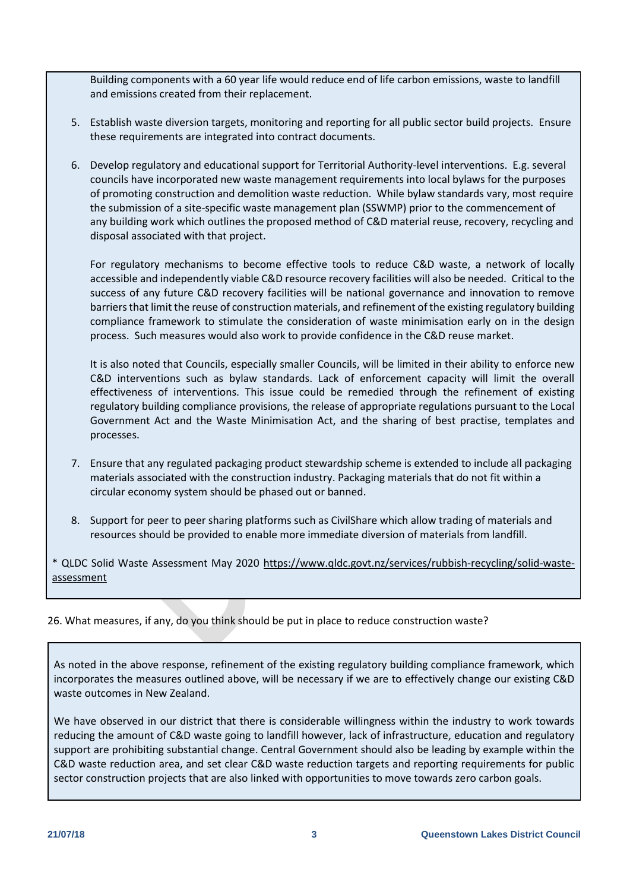Building components with a 60 year life would reduce end of life carbon emissions, waste to landfill and emissions created from their replacement.

5. Establish waste diversion targets, monitoring and reporting for all public sector build projects. Ensure these requirements are integrated into contract documents.

6. Develop regulatory and educational support for Territorial Authority-level interventions. E.g. several councils have incorporated new waste management requirements into local bylaws for the purposes of promoting construction and demolition waste reduction. While bylaw standards vary, most require the submission of a site-specific waste management plan (SSWMP) prior to the commencement of any building work which outlines the proposed method of C&D material reuse, recovery, recycling and disposal associated with that project.

   For regulatory mechanisms to become effective tools to reduce C&D waste, a network of locally accessible and independently viable C&D resource recovery facilities will also be needed. Critical to the success of any future C&D recovery facilities will be national governance and innovation to remove barriers that limit the reuse of construction materials, and refinement of the existing regulatory building compliance framework to stimulate the consideration of waste minimisation early on in the design process. Such measures would also work to provide confidence in the C&D reuse market.

   It is also noted that Councils, especially smaller Councils, will be limited in their ability to enforce new C&D interventions such as bylaw standards. Lack of enforcement capacity will limit the overall effectiveness of interventions. This issue could be remedied through the refinement of existing regulatory building compliance provisions, the release of appropriate regulations pursuant to the Local Government Act and the Waste Minimisation Act, and the sharing of best practise, templates and processes.

7. Ensure that any regulated packaging product stewardship scheme is extended to include all packaging materials associated with the construction industry. Packaging materials that do not fit within a circular economy system should be phased out or banned.

8. Support for peer to peer sharing platforms such as CivilShare which allow trading of materials and resources should be provided to enable more immediate diversion of materials from landfill.

* QLDC Solid Waste Assessment May 2020 https://www.qldc.govt.nz/services/rubbish-recycling/solid-waste-assessment

26. What measures, if any, do you think should be put in place to reduce construction waste?

As noted in the above response, refinement of the existing regulatory building compliance framework, which incorporates the measures outlined above, will be necessary if we are to effectively change our existing C&D waste outcomes in New Zealand.

We have observed in our district that there is considerable willingness within the industry to work towards reducing the amount of C&D waste going to landfill however, lack of infrastructure, education and regulatory support are prohibiting substantial change. Central Government should also be leading by example within the C&D waste reduction area, and set clear C&D waste reduction targets and reporting requirements for public sector construction projects that are also linked with opportunities to move towards zero carbon goals.